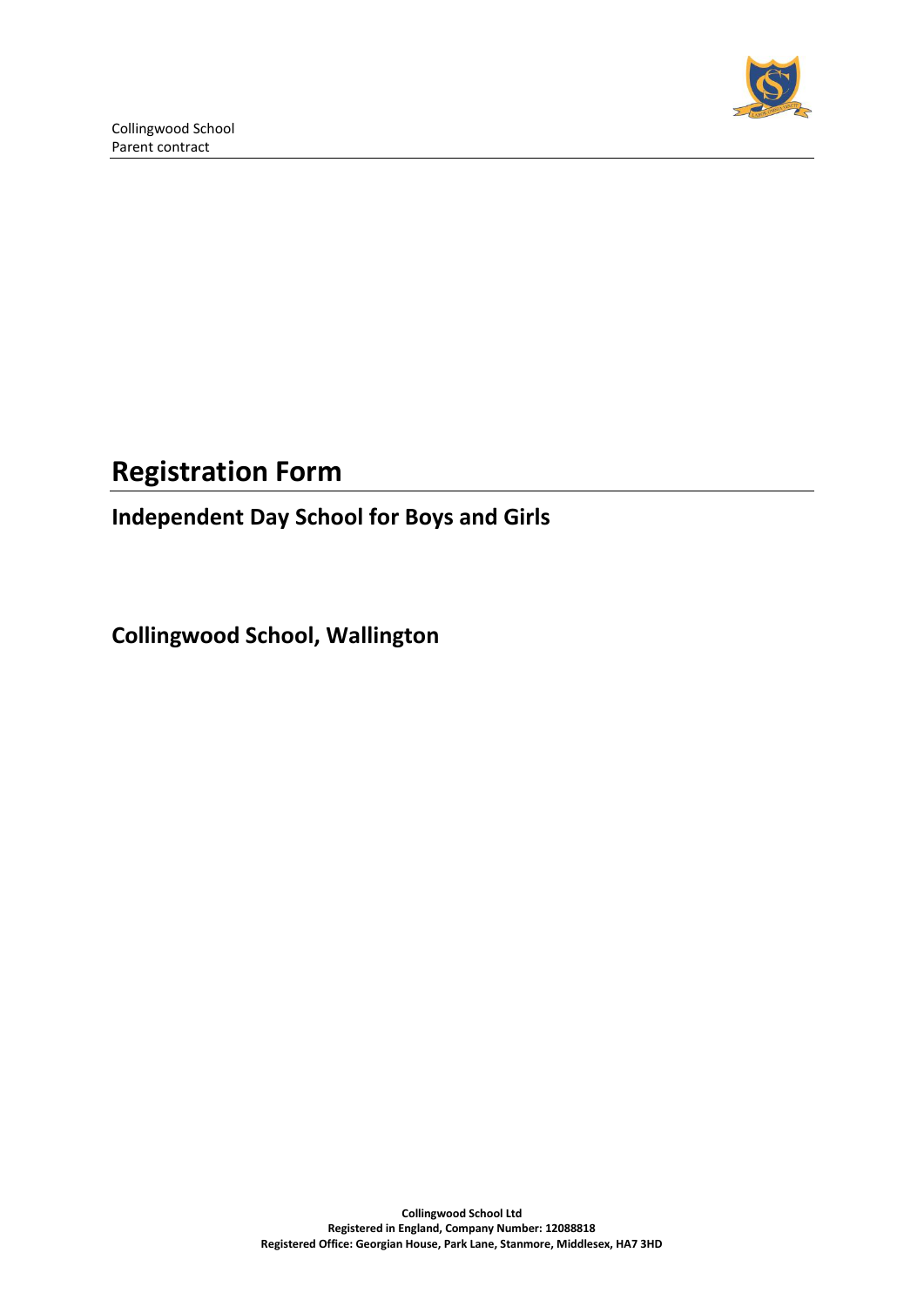# Registration Form

## Independent Day School for Boys and Girls

## Collingwood School, Wallington

**Collingwood School Ltd**
**Registered in England, Company Number: 12088818**
**Registered Office: Georgian House, Park Lane, Stanmore, Middlesex, HA7 3HD**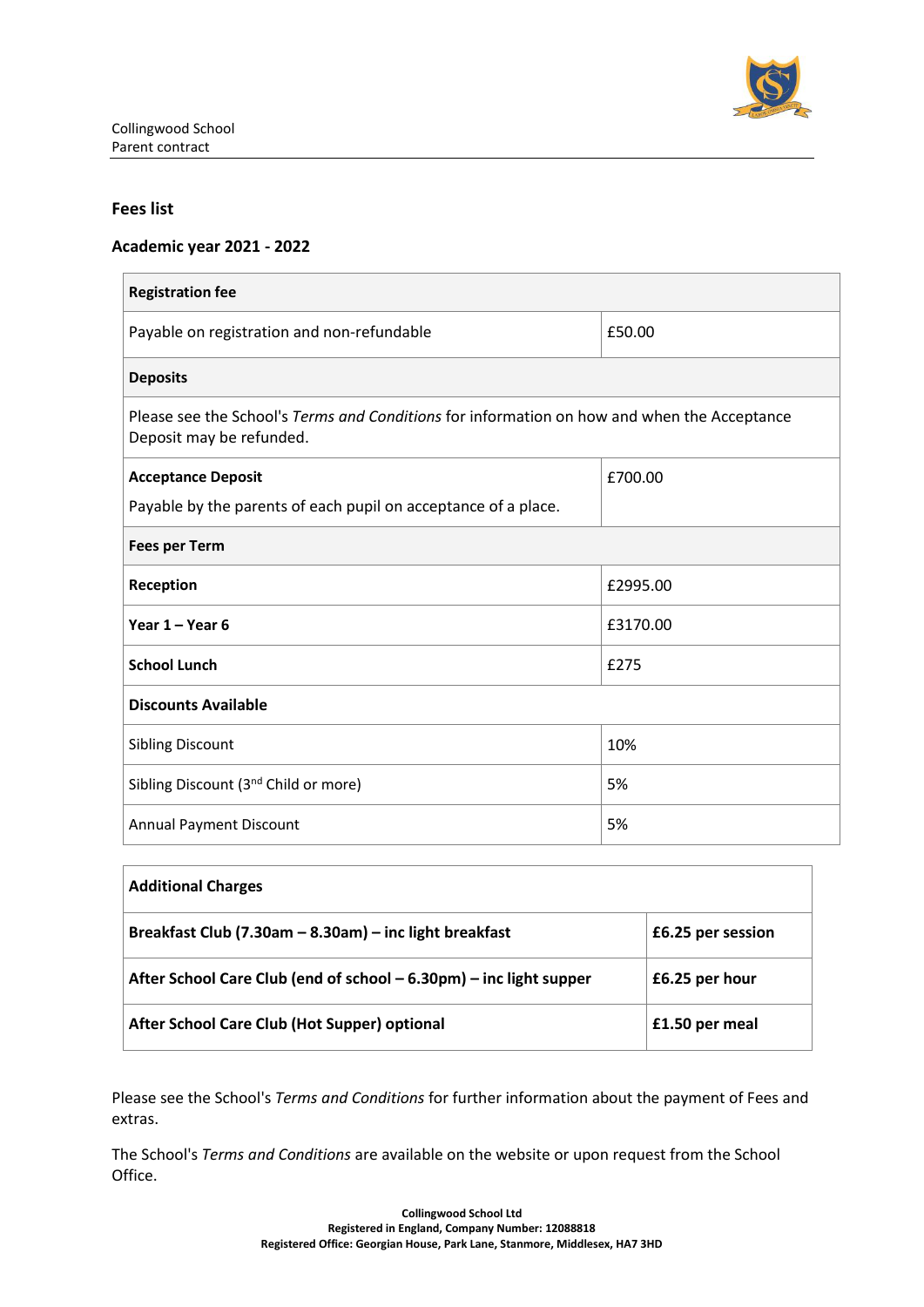## Fees list

### Academic year 2021 - 2022

| **Registration fee** | |
|---|---|
| Payable on registration and non-refundable | £50.00 |
| **Deposits** | |
| Please see the School's *Terms and Conditions* for information on how and when the Acceptance Deposit may be refunded. | |
| **Acceptance Deposit**<br>Payable by the parents of each pupil on acceptance of a place. | £700.00 |
| **Fees per Term** | |
| **Reception** | £2995.00 |
| **Year 1 – Year 6** | £3170.00 |
| **School Lunch** | £275 |
| **Discounts Available** | |
| Sibling Discount | 10% |
| Sibling Discount (3rd Child or more) | 5% |
| Annual Payment Discount | 5% |

| **Additional Charges** | |
|---|---|
| **Breakfast Club (7.30am – 8.30am) – inc light breakfast** | **£6.25 per session** |
| **After School Care Club (end of school – 6.30pm) – inc light supper** | **£6.25 per hour** |
| **After School Care Club (Hot Supper) optional** | **£1.50 per meal** |

Please see the School's *Terms and Conditions* for further information about the payment of Fees and extras.

The School's *Terms and Conditions* are available on the website or upon request from the School Office.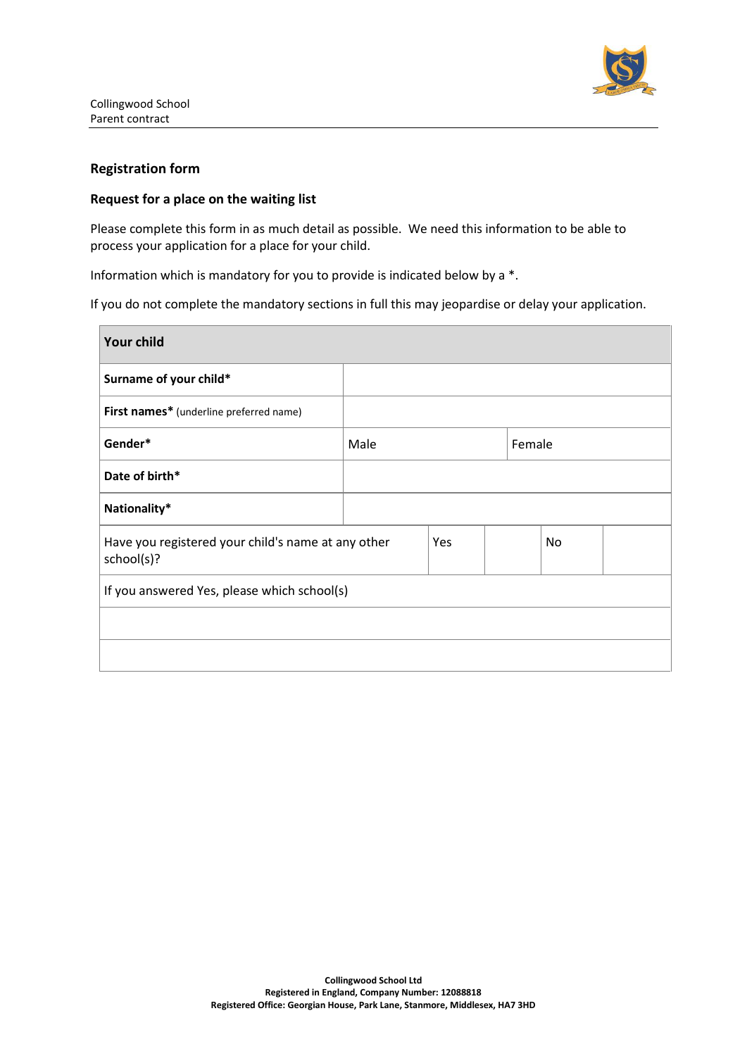## Registration form

### Request for a place on the waiting list

Please complete this form in as much detail as possible. We need this information to be able to process your application for a place for your child.

Information which is mandatory for you to provide is indicated below by a *.

If you do not complete the mandatory sections in full this may jeopardise or delay your application.

| **Your child** | | | | |
|---|---|---|---|---|
| **Surname of your child*** | | | | |
| **First names*** (underline preferred name) | | | | |
| **Gender*** | Male | | Female | |
| **Date of birth*** | | | | |
| **Nationality*** | | | | |
| Have you registered your child's name at any other school(s)? | Yes | | No | |
| If you answered Yes, please which school(s) | | | | |
| | | | | |
| | | | | |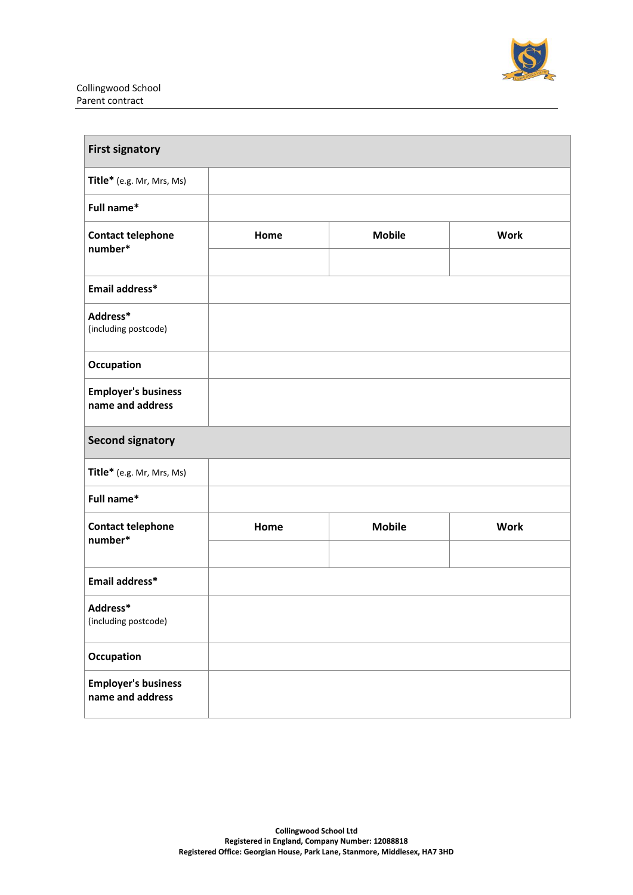| First signatory | | | |
|---|---|---|---|
| **Title*** (e.g. Mr, Mrs, Ms) | | | |
| **Full name*** | | | |
| **Contact telephone number*** | **Home** | **Mobile** | **Work** |
| | | | |
| **Email address*** | | | |
| **Address*** (including postcode) | | | |
| **Occupation** | | | |
| **Employer's business name and address** | | | |
| **Second signatory** | | | |
| **Title*** (e.g. Mr, Mrs, Ms) | | | |
| **Full name*** | | | |
| **Contact telephone number*** | **Home** | **Mobile** | **Work** |
| | | | |
| **Email address*** | | | |
| **Address*** (including postcode) | | | |
| **Occupation** | | | |
| **Employer's business name and address** | | | |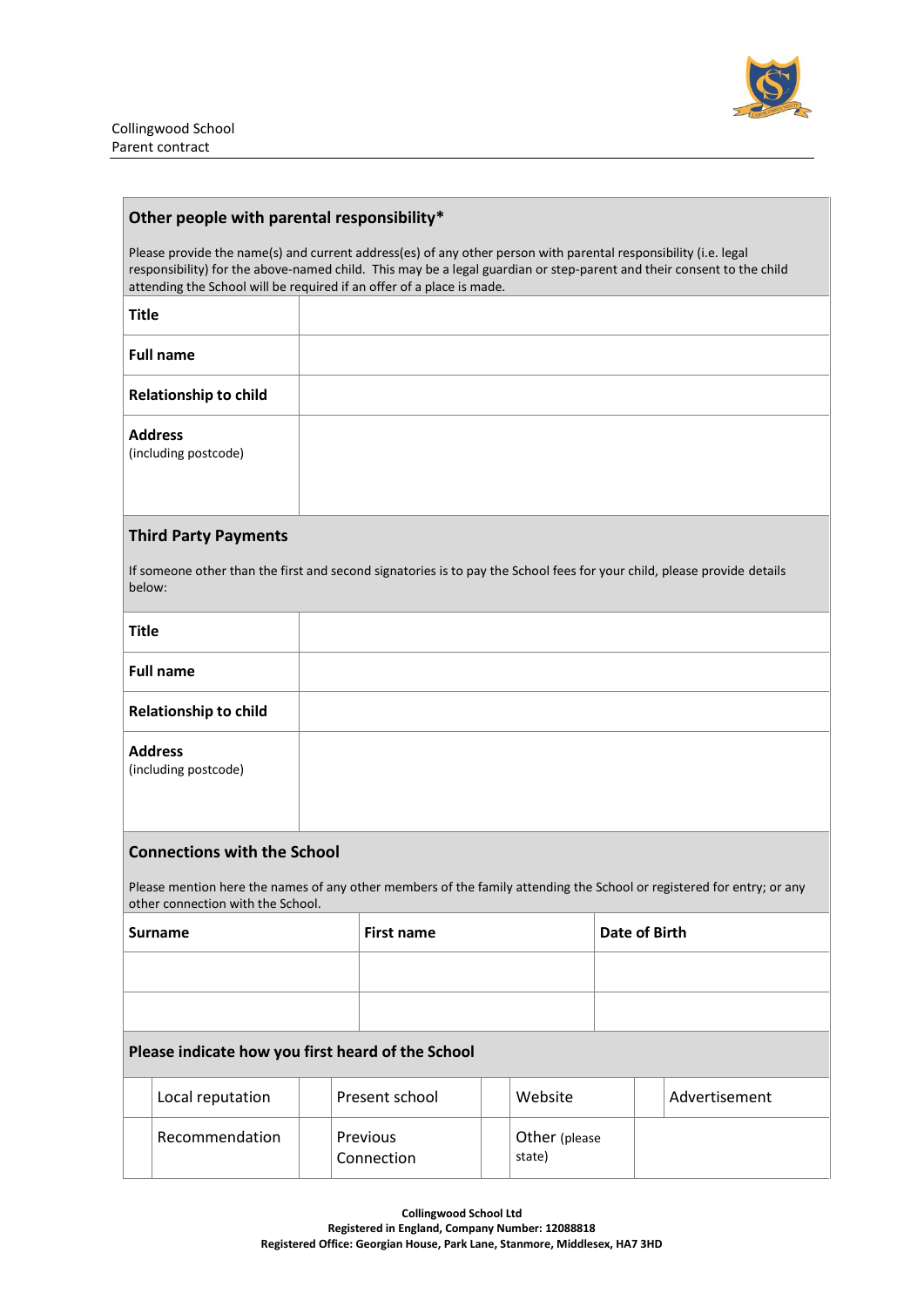Collingwood School
Parent contract

## Other people with parental responsibility*

Please provide the name(s) and current address(es) of any other person with parental responsibility (i.e. legal responsibility) for the above-named child. This may be a legal guardian or step-parent and their consent to the child attending the School will be required if an offer of a place is made.

| | |
|---|---|
| **Title** | |
| **Full name** | |
| **Relationship to child** | |
| **Address** (including postcode) | |

## Third Party Payments

If someone other than the first and second signatories is to pay the School fees for your child, please provide details below:

| | |
|---|---|
| **Title** | |
| **Full name** | |
| **Relationship to child** | |
| **Address** (including postcode) | |

## Connections with the School

Please mention here the names of any other members of the family attending the School or registered for entry; or any other connection with the School.

| Surname | First name | Date of Birth |
|---|---|---|
| | | |
| | | |

## Please indicate how you first heard of the School

| | | | | | | | |
|---|---|---|---|---|---|---|---|
| | Local reputation | | Present school | | Website | | Advertisement |
| | Recommendation | | Previous Connection | | Other (please state) | | |

**Collingwood School Ltd**
**Registered in England, Company Number: 12088818**
**Registered Office: Georgian House, Park Lane, Stanmore, Middlesex, HA7 3HD**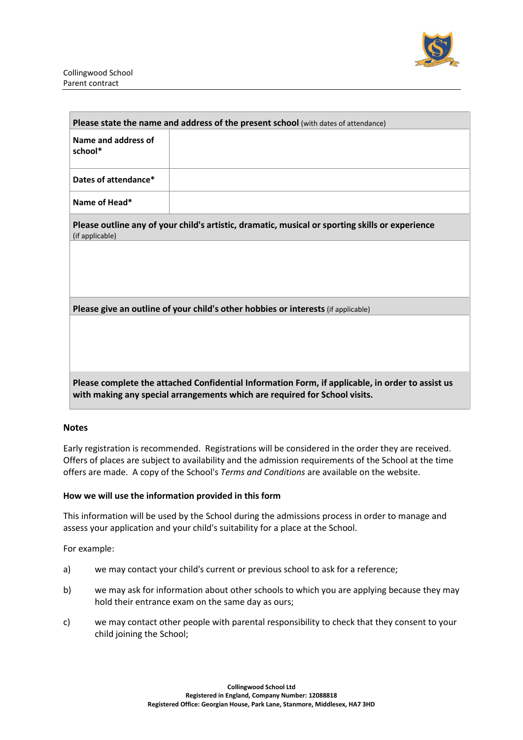| Please state the name and address of the present school (with dates of attendance) | |
|---|---|
| **Name and address of school*** | |
| **Dates of attendance*** | |
| **Name of Head*** | |

| **Please outline any of your child's artistic, dramatic, musical or sporting skills or experience** (if applicable) |
|---|
| |

| **Please give an outline of your child's other hobbies or interests** (if applicable) |
|---|
| |

**Please complete the attached Confidential Information Form, if applicable, in order to assist us with making any special arrangements which are required for School visits.**

### Notes

Early registration is recommended. Registrations will be considered in the order they are received. Offers of places are subject to availability and the admission requirements of the School at the time offers are made. A copy of the School's *Terms and Conditions* are available on the website.

### How we will use the information provided in this form

This information will be used by the School during the admissions process in order to manage and assess your application and your child's suitability for a place at the School.

For example:

a) we may contact your child's current or previous school to ask for a reference;

b) we may ask for information about other schools to which you are applying because they may hold their entrance exam on the same day as ours;

c) we may contact other people with parental responsibility to check that they consent to your child joining the School;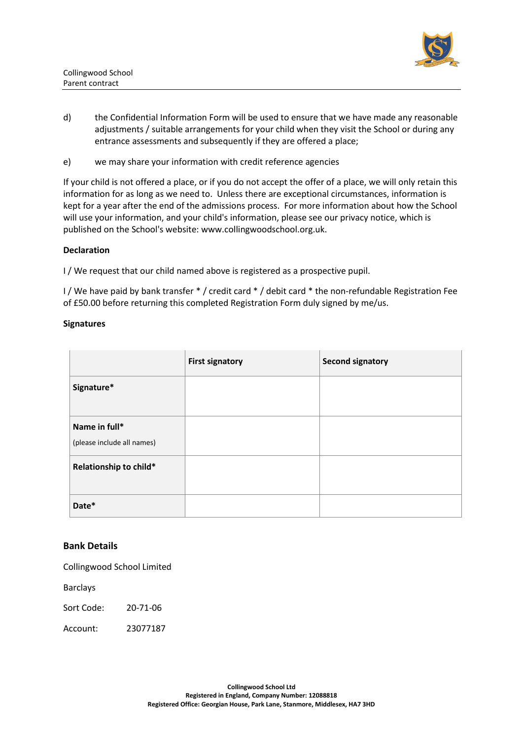d) the Confidential Information Form will be used to ensure that we have made any reasonable adjustments / suitable arrangements for your child when they visit the School or during any entrance assessments and subsequently if they are offered a place;

e) we may share your information with credit reference agencies

If your child is not offered a place, or if you do not accept the offer of a place, we will only retain this information for as long as we need to. Unless there are exceptional circumstances, information is kept for a year after the end of the admissions process. For more information about how the School will use your information, and your child's information, please see our privacy notice, which is published on the School's website: www.collingwoodschool.org.uk.

**Declaration**

I / We request that our child named above is registered as a prospective pupil.

I / We have paid by bank transfer * / credit card * / debit card * the non-refundable Registration Fee of £50.00 before returning this completed Registration Form duly signed by me/us.

**Signatures**

| | **First signatory** | **Second signatory** |
|---|---|---|
| **Signature*** | | |
| **Name in full***<br>(please include all names) | | |
| **Relationship to child*** | | |
| **Date*** | | |

## Bank Details

Collingwood School Limited

Barclays

Sort Code: 20-71-06

Account: 23077187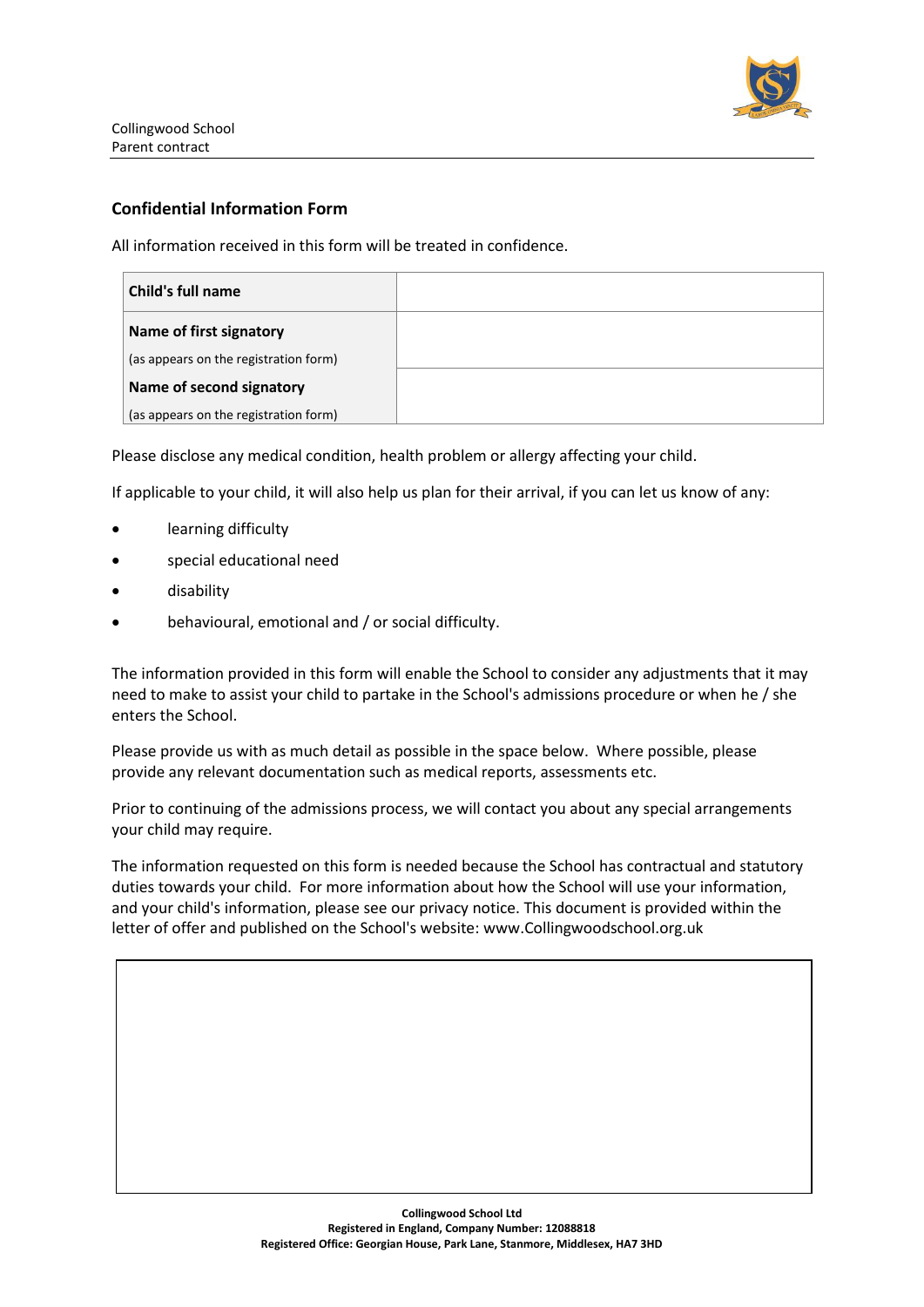## Confidential Information Form

All information received in this form will be treated in confidence.

| | |
|---|---|
| **Child's full name** | |
| **Name of first signatory**<br>(as appears on the registration form) | |
| **Name of second signatory**<br>(as appears on the registration form) | |

Please disclose any medical condition, health problem or allergy affecting your child.

If applicable to your child, it will also help us plan for their arrival, if you can let us know of any:

- learning difficulty
- special educational need
- disability
- behavioural, emotional and / or social difficulty.

The information provided in this form will enable the School to consider any adjustments that it may need to make to assist your child to partake in the School's admissions procedure or when he / she enters the School.

Please provide us with as much detail as possible in the space below. Where possible, please provide any relevant documentation such as medical reports, assessments etc.

Prior to continuing of the admissions process, we will contact you about any special arrangements your child may require.

The information requested on this form is needed because the School has contractual and statutory duties towards your child. For more information about how the School will use your information, and your child's information, please see our privacy notice. This document is provided within the letter of offer and published on the School's website: www.Collingwoodschool.org.uk

**Collingwood School Ltd**
**Registered in England, Company Number: 12088818**
**Registered Office: Georgian House, Park Lane, Stanmore, Middlesex, HA7 3HD**